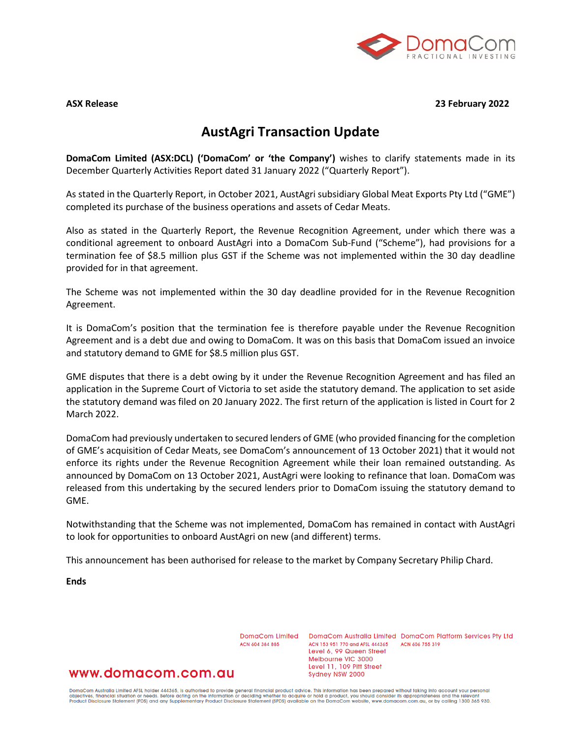**ASX Release** **23 February 2022**

# AustAgri Transaction Update

**DomaCom Limited (ASX:DCL) ('DomaCom' or 'the Company')** wishes to clarify statements made in its December Quarterly Activities Report dated 31 January 2022 ("Quarterly Report").

As stated in the Quarterly Report, in October 2021, AustAgri subsidiary Global Meat Exports Pty Ltd ("GME") completed its purchase of the business operations and assets of Cedar Meats.

Also as stated in the Quarterly Report, the Revenue Recognition Agreement, under which there was a conditional agreement to onboard AustAgri into a DomaCom Sub-Fund ("Scheme"), had provisions for a termination fee of $8.5 million plus GST if the Scheme was not implemented within the 30 day deadline provided for in that agreement.

The Scheme was not implemented within the 30 day deadline provided for in the Revenue Recognition Agreement.

It is DomaCom's position that the termination fee is therefore payable under the Revenue Recognition Agreement and is a debt due and owing to DomaCom. It was on this basis that DomaCom issued an invoice and statutory demand to GME for $8.5 million plus GST.

GME disputes that there is a debt owing by it under the Revenue Recognition Agreement and has filed an application in the Supreme Court of Victoria to set aside the statutory demand. The application to set aside the statutory demand was filed on 20 January 2022. The first return of the application is listed in Court for 2 March 2022.

DomaCom had previously undertaken to secured lenders of GME (who provided financing for the completion of GME's acquisition of Cedar Meats, see DomaCom's announcement of 13 October 2021) that it would not enforce its rights under the Revenue Recognition Agreement while their loan remained outstanding. As announced by DomaCom on 13 October 2021, AustAgri were looking to refinance that loan. DomaCom was released from this undertaking by the secured lenders prior to DomaCom issuing the statutory demand to GME.

Notwithstanding that the Scheme was not implemented, DomaCom has remained in contact with AustAgri to look for opportunities to onboard AustAgri on new (and different) terms.

This announcement has been authorised for release to the market by Company Secretary Philip Chard.

**Ends**

DomaCom Limited ACN 604 384 885 | DomaCom Australia Limited ACN 153 951 770 and AFSL 444365 | DomaCom Platform Services Pty Ltd ACN 606 755 319

Level 6, 99 Queen Street Melbourne VIC 3000

Level 11, 109 Pitt Street Sydney NSW 2000

www.domacom.com.au

DomaCom Australia Limited AFSL holder 444365, is authorised to provide general financial product advice. This information has been prepared without taking into account your personal objectives, financial situation or needs. Before acting on the information or deciding whether to acquire or hold a product, you should consider its appropriateness and the relevant Product Disclosure Statement (PDS) and any Supplementary Product Disclosure Statement (SPDS) available on the DomaCom website, www.domacom.com.au, or by calling 1300 365 930.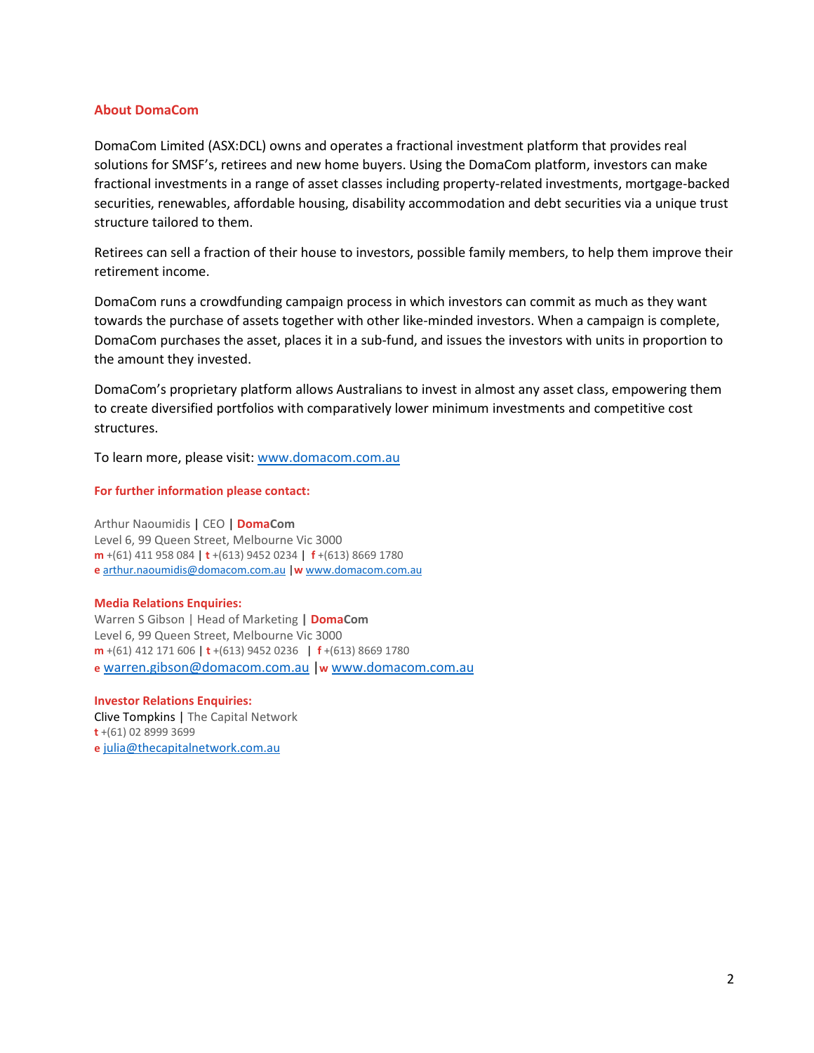## About DomaCom

DomaCom Limited (ASX:DCL) owns and operates a fractional investment platform that provides real solutions for SMSF's, retirees and new home buyers. Using the DomaCom platform, investors can make fractional investments in a range of asset classes including property-related investments, mortgage-backed securities, renewables, affordable housing, disability accommodation and debt securities via a unique trust structure tailored to them.

Retirees can sell a fraction of their house to investors, possible family members, to help them improve their retirement income.

DomaCom runs a crowdfunding campaign process in which investors can commit as much as they want towards the purchase of assets together with other like-minded investors. When a campaign is complete, DomaCom purchases the asset, places it in a sub-fund, and issues the investors with units in proportion to the amount they invested.

DomaCom's proprietary platform allows Australians to invest in almost any asset class, empowering them to create diversified portfolios with comparatively lower minimum investments and competitive cost structures.

To learn more, please visit: www.domacom.com.au

**For further information please contact:**

Arthur Naoumidis | CEO | **DomaCom**
Level 6, 99 Queen Street, Melbourne Vic 3000
**m** +(61) 411 958 084 | **t** +(613) 9452 0234 | **f** +(613) 8669 1780
**e** arthur.naoumidis@domacom.com.au |**w** www.domacom.com.au

**Media Relations Enquiries:**
Warren S Gibson | Head of Marketing | **DomaCom**
Level 6, 99 Queen Street, Melbourne Vic 3000
**m** +(61) 412 171 606 | **t** +(613) 9452 0236 | **f** +(613) 8669 1780
**e** warren.gibson@domacom.com.au |**w** www.domacom.com.au

**Investor Relations Enquiries:**
Clive Tompkins | The Capital Network
**t** +(61) 02 8999 3699
**e** julia@thecapitalnetwork.com.au